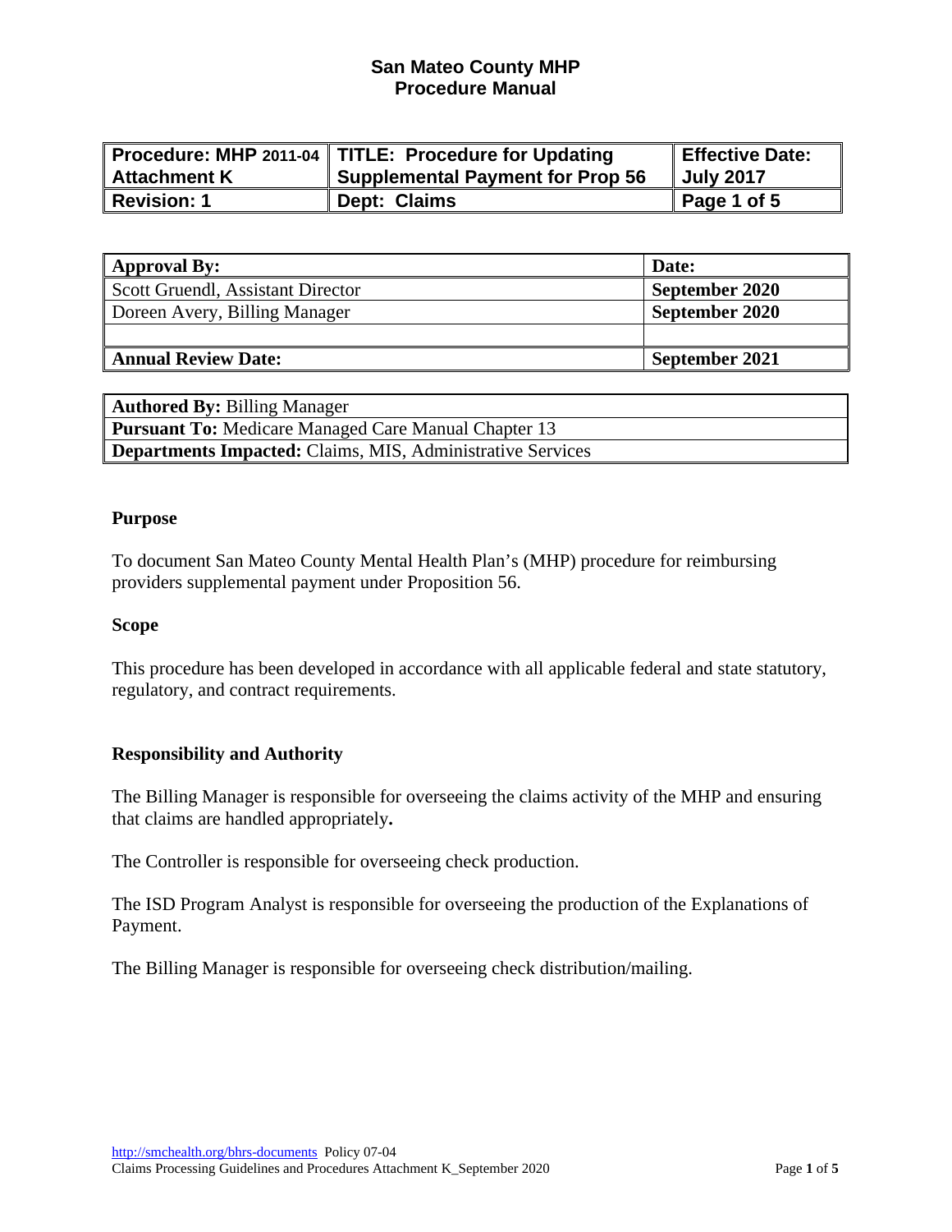# San Mateo County MHP
# Procedure Manual

| Procedure: MHP 2011-04 Attachment K | TITLE: Procedure for Updating Supplemental Payment for Prop 56 | Effective Date: July 2017 |
|---|---|---|
| Revision: 1 | Dept: Claims | Page 1 of 5 |

| Approval By: | Date: |
|---|---|
| Scott Gruendl, Assistant Director | September 2020 |
| Doreen Avery, Billing Manager | September 2020 |
| | |
| **Annual Review Date:** | **September 2021** |

| **Authored By:** Billing Manager |
|---|
| **Pursuant To:** Medicare Managed Care Manual Chapter 13 |
| **Departments Impacted:** Claims, MIS, Administrative Services |

### Purpose

To document San Mateo County Mental Health Plan's (MHP) procedure for reimbursing providers supplemental payment under Proposition 56.

### Scope

This procedure has been developed in accordance with all applicable federal and state statutory, regulatory, and contract requirements.

### Responsibility and Authority

The Billing Manager is responsible for overseeing the claims activity of the MHP and ensuring that claims are handled appropriately.

The Controller is responsible for overseeing check production.

The ISD Program Analyst is responsible for overseeing the production of the Explanations of Payment.

The Billing Manager is responsible for overseeing check distribution/mailing.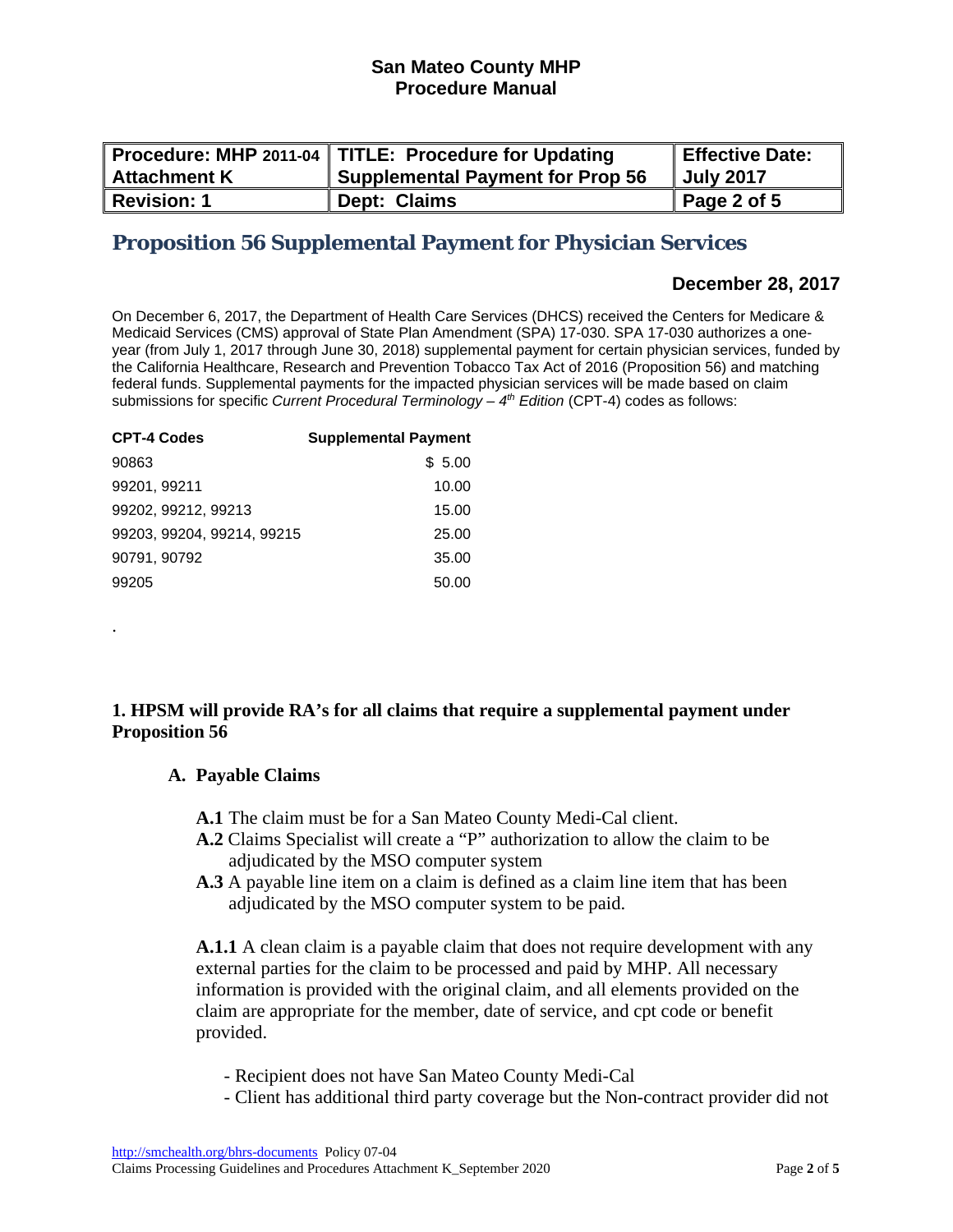| Procedure: MHP 2011-04 Attachment K | TITLE: Procedure for Updating Supplemental Payment for Prop 56 | Effective Date: July 2017 |
|---|---|---|
| Revision: 1 | Dept: Claims | Page 2 of 5 |

## Proposition 56 Supplemental Payment for Physician Services

**December 28, 2017**

On December 6, 2017, the Department of Health Care Services (DHCS) received the Centers for Medicare & Medicaid Services (CMS) approval of State Plan Amendment (SPA) 17-030. SPA 17-030 authorizes a one-year (from July 1, 2017 through June 30, 2018) supplemental payment for certain physician services, funded by the California Healthcare, Research and Prevention Tobacco Tax Act of 2016 (Proposition 56) and matching federal funds. Supplemental payments for the impacted physician services will be made based on claim submissions for specific *Current Procedural Terminology – 4th Edition* (CPT-4) codes as follows:

| CPT-4 Codes | Supplemental Payment |
|---|---|
| 90863 | $ 5.00 |
| 99201, 99211 | 10.00 |
| 99202, 99212, 99213 | 15.00 |
| 99203, 99204, 99214, 99215 | 25.00 |
| 90791, 90792 | 35.00 |
| 99205 | 50.00 |

.

**1. HPSM will provide RA's for all claims that require a supplemental payment under Proposition 56**

**A. Payable Claims**

**A.1** The claim must be for a San Mateo County Medi-Cal client.
**A.2** Claims Specialist will create a "P" authorization to allow the claim to be adjudicated by the MSO computer system
**A.3** A payable line item on a claim is defined as a claim line item that has been adjudicated by the MSO computer system to be paid.

**A.1.1** A clean claim is a payable claim that does not require development with any external parties for the claim to be processed and paid by MHP. All necessary information is provided with the original claim, and all elements provided on the claim are appropriate for the member, date of service, and cpt code or benefit provided.

- Recipient does not have San Mateo County Medi-Cal
- Client has additional third party coverage but the Non-contract provider did not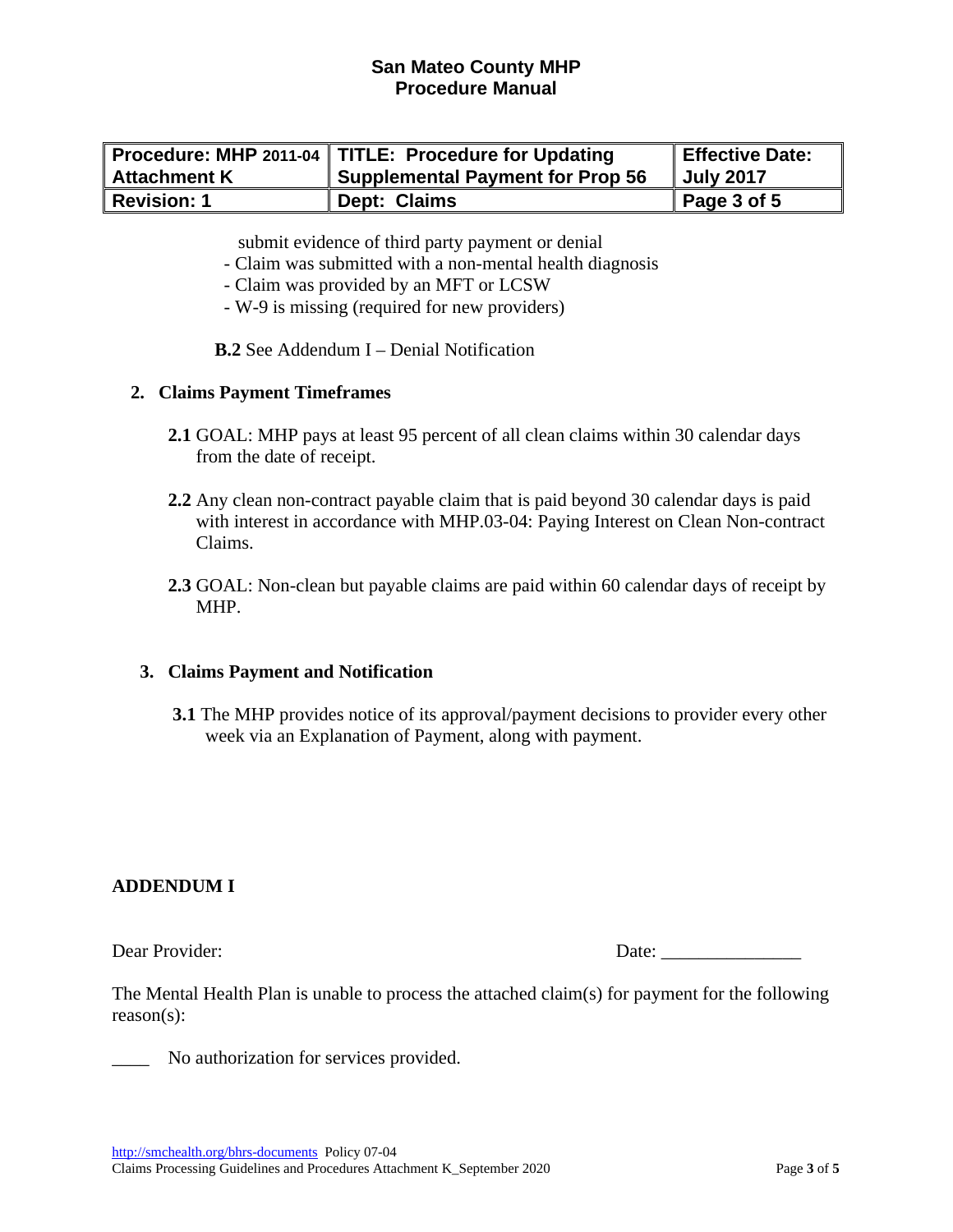| Procedure: MHP 2011-04 Attachment K | TITLE: Procedure for Updating Supplemental Payment for Prop 56 | Effective Date: July 2017 |
|---|---|---|
| Revision: 1 | Dept: Claims | Page 3 of 5 |

submit evidence of third party payment or denial

- Claim was submitted with a non-mental health diagnosis
- Claim was provided by an MFT or LCSW
- W-9 is missing (required for new providers)

**B.2** See Addendum I – Denial Notification

## 2. Claims Payment Timeframes

**2.1** GOAL: MHP pays at least 95 percent of all clean claims within 30 calendar days from the date of receipt.

**2.2** Any clean non-contract payable claim that is paid beyond 30 calendar days is paid with interest in accordance with MHP.03-04: Paying Interest on Clean Non-contract Claims.

**2.3** GOAL: Non-clean but payable claims are paid within 60 calendar days of receipt by MHP.

## 3. Claims Payment and Notification

**3.1** The MHP provides notice of its approval/payment decisions to provider every other week via an Explanation of Payment, along with payment.

## ADDENDUM I

Dear Provider: Date: _______________

The Mental Health Plan is unable to process the attached claim(s) for payment for the following reason(s):

____ No authorization for services provided.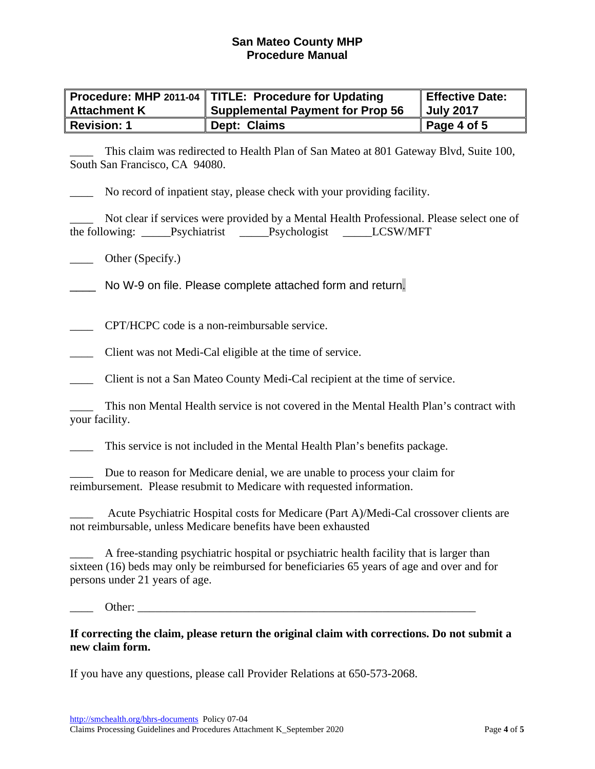## San Mateo County MHP
## Procedure Manual

| Procedure: MHP 2011-04 Attachment K | TITLE: Procedure for Updating Supplemental Payment for Prop 56 | Effective Date: July 2017 |
|---|---|---|
| Revision: 1 | Dept: Claims | Page 4 of 5 |

____ This claim was redirected to Health Plan of San Mateo at 801 Gateway Blvd, Suite 100, South San Francisco, CA 94080.

____ No record of inpatient stay, please check with your providing facility.

____ Not clear if services were provided by a Mental Health Professional. Please select one of the following: _____Psychiatrist _____Psychologist _____LCSW/MFT

____ Other (Specify.)

____ No W-9 on file. Please complete attached form and return.

____ CPT/HCPC code is a non-reimbursable service.

____ Client was not Medi-Cal eligible at the time of service.

____ Client is not a San Mateo County Medi-Cal recipient at the time of service.

____ This non Mental Health service is not covered in the Mental Health Plan's contract with your facility.

____ This service is not included in the Mental Health Plan's benefits package.

____ Due to reason for Medicare denial, we are unable to process your claim for reimbursement. Please resubmit to Medicare with requested information.

____ Acute Psychiatric Hospital costs for Medicare (Part A)/Medi-Cal crossover clients are not reimbursable, unless Medicare benefits have been exhausted

____ A free-standing psychiatric hospital or psychiatric health facility that is larger than sixteen (16) beds may only be reimbursed for beneficiaries 65 years of age and over and for persons under 21 years of age.

____ Other: ____________________________________________________________

**If correcting the claim, please return the original claim with corrections. Do not submit a new claim form.**

If you have any questions, please call Provider Relations at 650-573-2068.

http://smchealth.org/bhrs-documents Policy 07-04
Claims Processing Guidelines and Procedures Attachment K_September 2020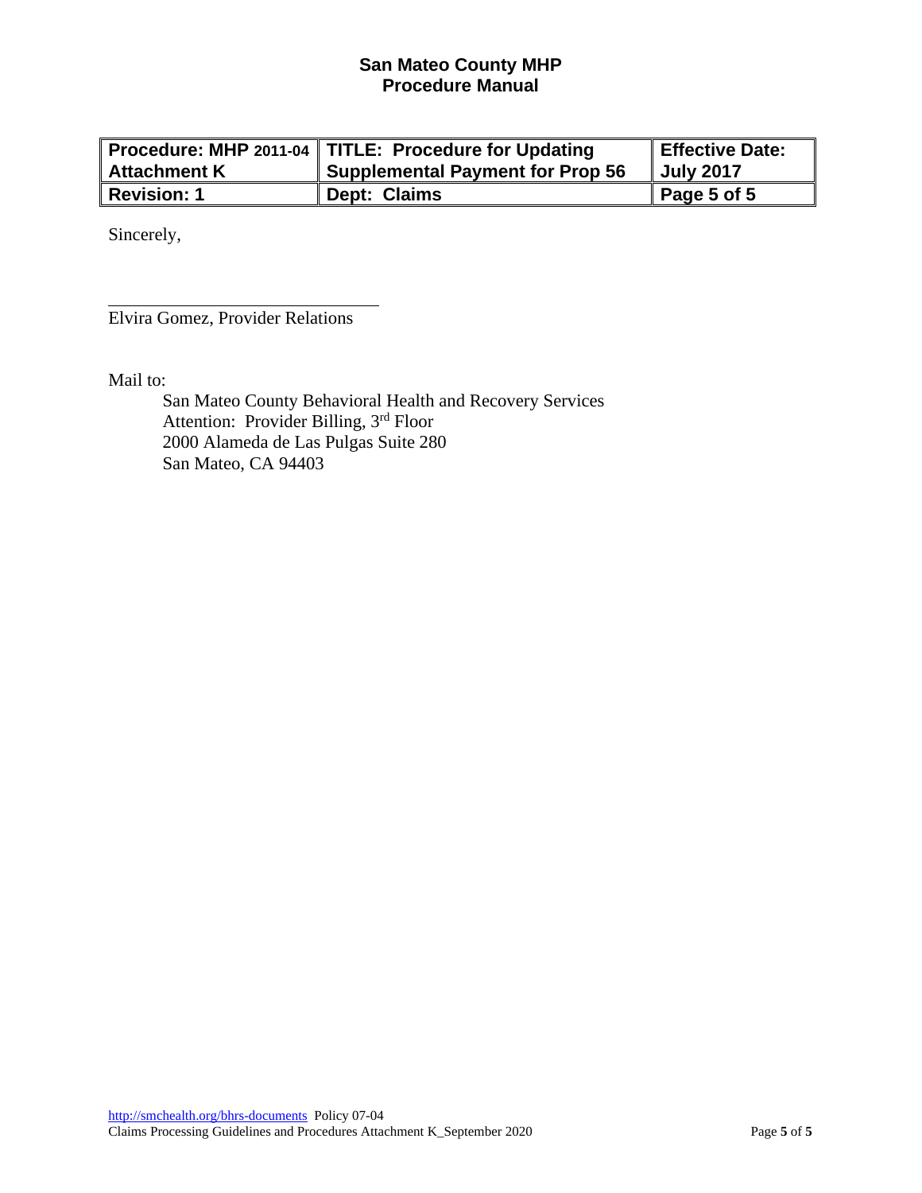Sincerely,

\_\_\_\_\_\_\_\_\_\_\_\_\_\_\_\_\_\_\_\_\_\_\_\_\_\_\_\_\_\_

Elvira Gomez, Provider Relations

Mail to:

San Mateo County Behavioral Health and Recovery Services
Attention: Provider Billing, 3rd Floor
2000 Alameda de Las Pulgas Suite 280
San Mateo, CA 94403